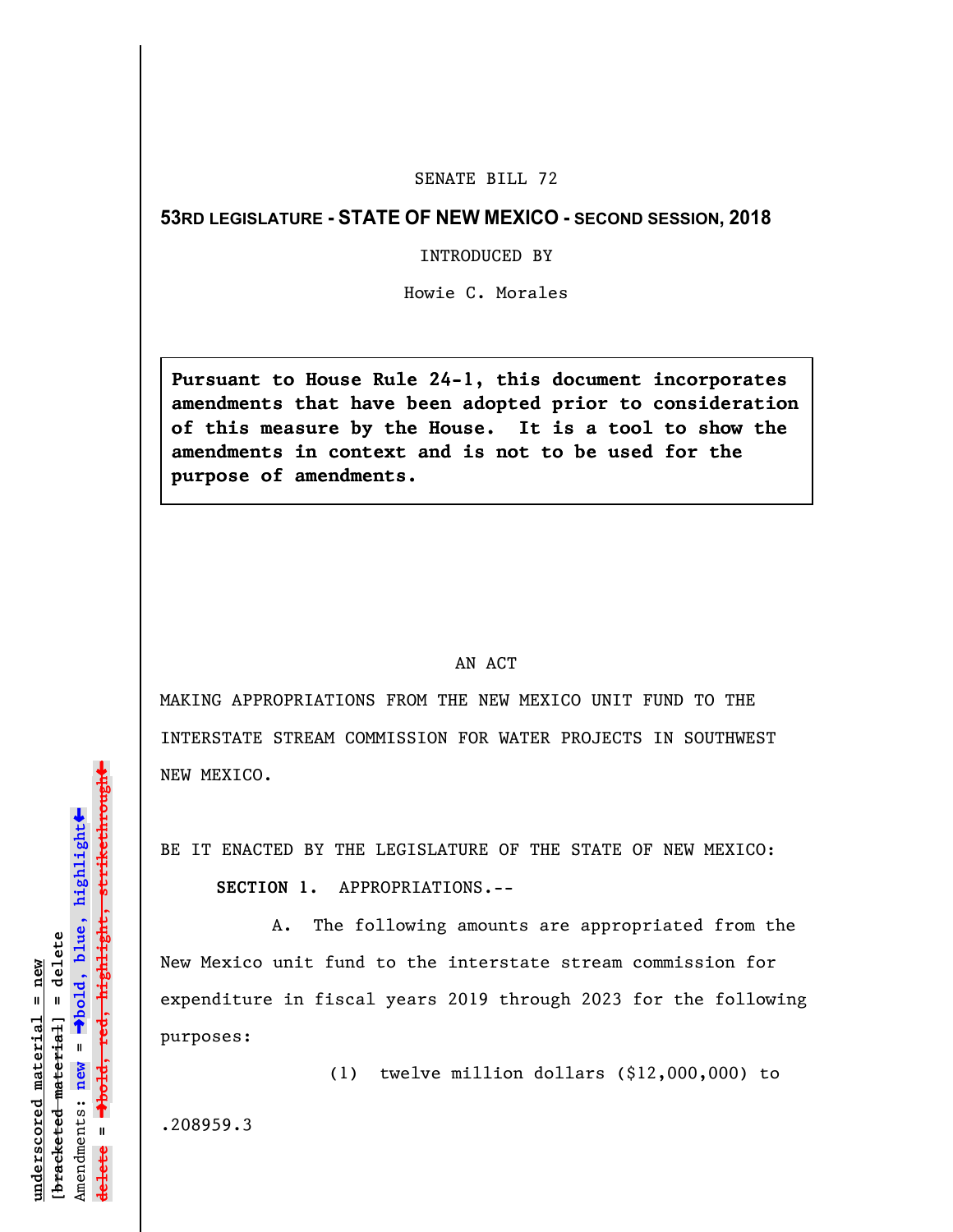SENATE BILL 72

**53RD LEGISLATURE - STATE OF NEW MEXICO - SECOND SESSION, 2018**

INTRODUCED BY

Howie C. Morales

**Pursuant to House Rule 24-1, this document incorporates amendments that have been adopted prior to consideration of this measure by the House. It is a tool to show the amendments in context and is not to be used for the purpose of amendments.**

AN ACT

MAKING APPROPRIATIONS FROM THE NEW MEXICO UNIT FUND TO THE INTERSTATE STREAM COMMISSION FOR WATER PROJECTS IN SOUTHWEST NEW MEXICO.

BE IT ENACTED BY THE LEGISLATURE OF THE STATE OF NEW MEXICO:

**SECTION 1.** APPROPRIATIONS.--

A. The following amounts are appropriated from the New Mexico unit fund to the interstate stream commission for expenditure in fiscal years 2019 through 2023 for the following purposes:

(1) twelve million dollars ($12,000,000) to

.208959.3

underscored material = new
[bracketed material] = delete
Amendments: new = ➔bold, blue, highlight⬅
delete = ➔bold, red, highlight, strikethrough⬅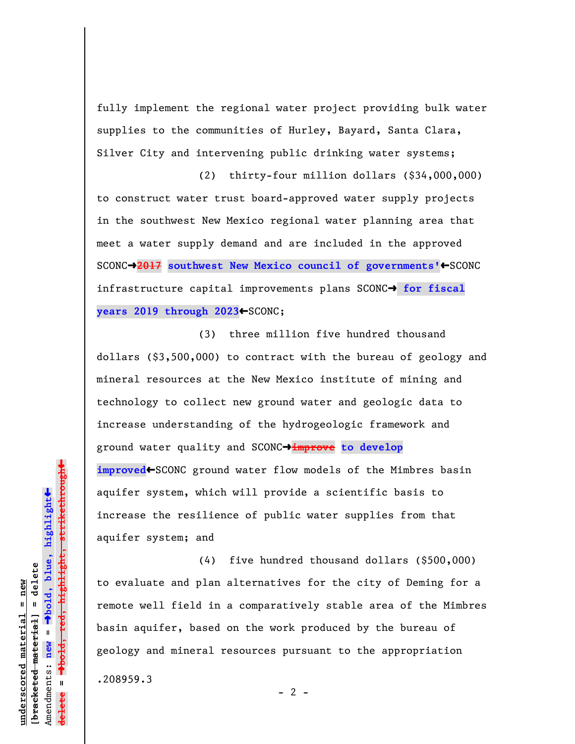fully implement the regional water project providing bulk water supplies to the communities of Hurley, Bayard, Santa Clara, Silver City and intervening public drinking water systems;

(2) thirty-four million dollars ($34,000,000) to construct water trust board-approved water supply projects in the southwest New Mexico regional water planning area that meet a water supply demand and are included in the approved SCONC→~~2017~~ **southwest New Mexico council of governments'**←SCONC infrastructure capital improvements plans SCONC→ **for fiscal years 2019 through 2023**←SCONC;

(3) three million five hundred thousand dollars ($3,500,000) to contract with the bureau of geology and mineral resources at the New Mexico institute of mining and technology to collect new ground water and geologic data to increase understanding of the hydrogeologic framework and ground water quality and SCONC→~~improve~~ **to develop improved**←SCONC ground water flow models of the Mimbres basin aquifer system, which will provide a scientific basis to increase the resilience of public water supplies from that aquifer system; and

(4) five hundred thousand dollars ($500,000) to evaluate and plan alternatives for the city of Deming for a remote well field in a comparatively stable area of the Mimbres basin aquifer, based on the work produced by the bureau of geology and mineral resources pursuant to the appropriation

.208959.3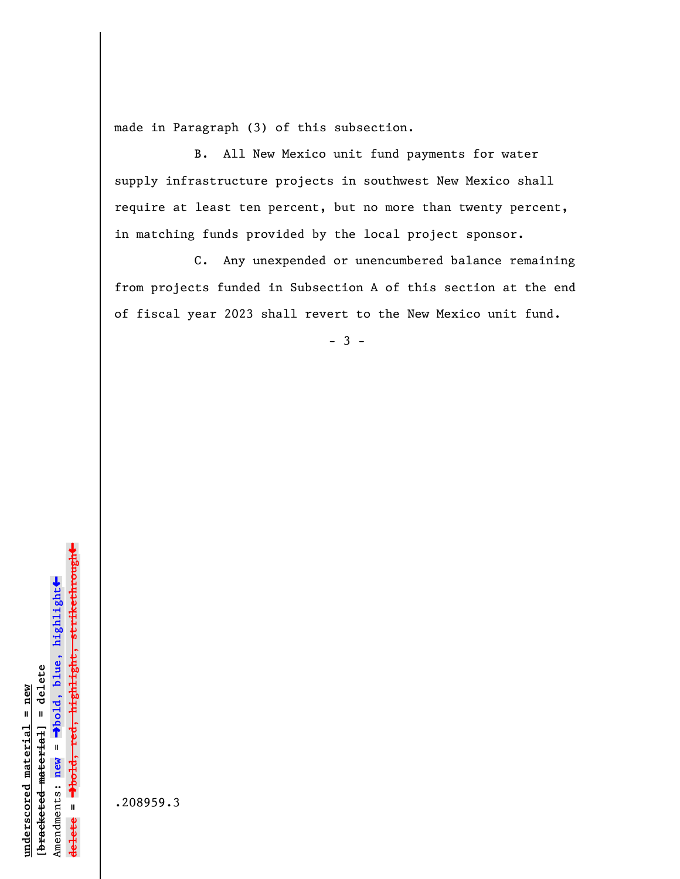made in Paragraph (3) of this subsection.

B. All New Mexico unit fund payments for water supply infrastructure projects in southwest New Mexico shall require at least ten percent, but no more than twenty percent, in matching funds provided by the local project sponsor.

C. Any unexpended or unencumbered balance remaining from projects funded in Subsection A of this section at the end of fiscal year 2023 shall revert to the New Mexico unit fund.

underscored material = new
[bracketed material] = delete
Amendments: new = ➔bold, blue, highlight⬅
delete = ➔bold, red, highlight, strikethrough⬅

.208959.3